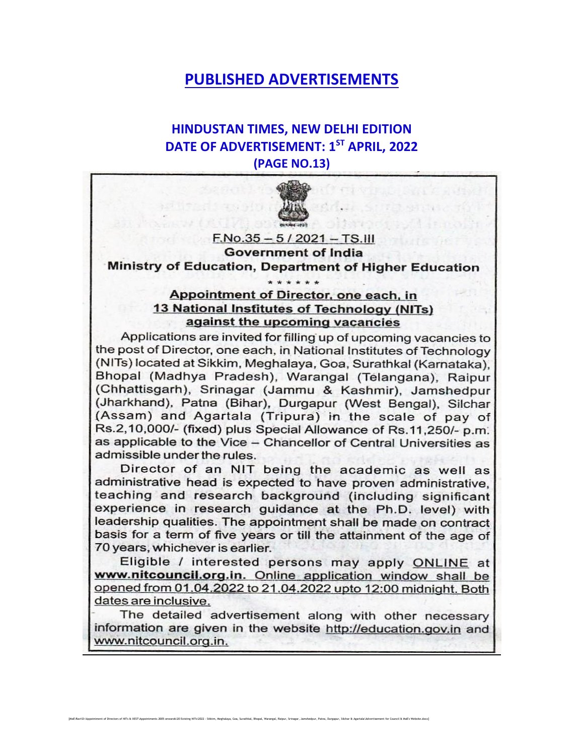# PUBLISHED ADVERTISEMENTS

## HINDUSTAN TIMES, NEW DELHI EDITION
## DATE OF ADVERTISEMENT: 1ST APRIL, 2022
## (PAGE NO.13)

F.No.35 – 5 / 2021 – TS.III

**Government of India**

**Ministry of Education, Department of Higher Education**

\* \* \* \* \* \*

**Appointment of Director, one each, in 13 National Institutes of Technology (NITs) against the upcoming vacancies**

Applications are invited for filling up of upcoming vacancies to the post of Director, one each, in National Institutes of Technology (NITs) located at Sikkim, Meghalaya, Goa, Surathkal (Karnataka), Bhopal (Madhya Pradesh), Warangal (Telangana), Raipur (Chhattisgarh), Srinagar (Jammu & Kashmir), Jamshedpur (Jharkhand), Patna (Bihar), Durgapur (West Bengal), Silchar (Assam) and Agartala (Tripura) in the scale of pay of Rs.2,10,000/- (fixed) plus Special Allowance of Rs.11,250/- p.m. as applicable to the Vice – Chancellor of Central Universities as admissible under the rules.

Director of an NIT being the academic as well as administrative head is expected to have proven administrative, teaching and research background (including significant experience in research guidance at the Ph.D. level) with leadership qualities. The appointment shall be made on contract basis for a term of five years or till the attainment of the age of 70 years, whichever is earlier.

Eligible / interested persons may apply ONLINE at **www.nitcouncil.org.in.** Online application window shall be opened from 01.04.2022 to 21.04.2022 upto 12:00 midnight. Both dates are inclusive.

The detailed advertisement along with other necessary information are given in the website http://education.gov.in and www.nitcouncil.org.in.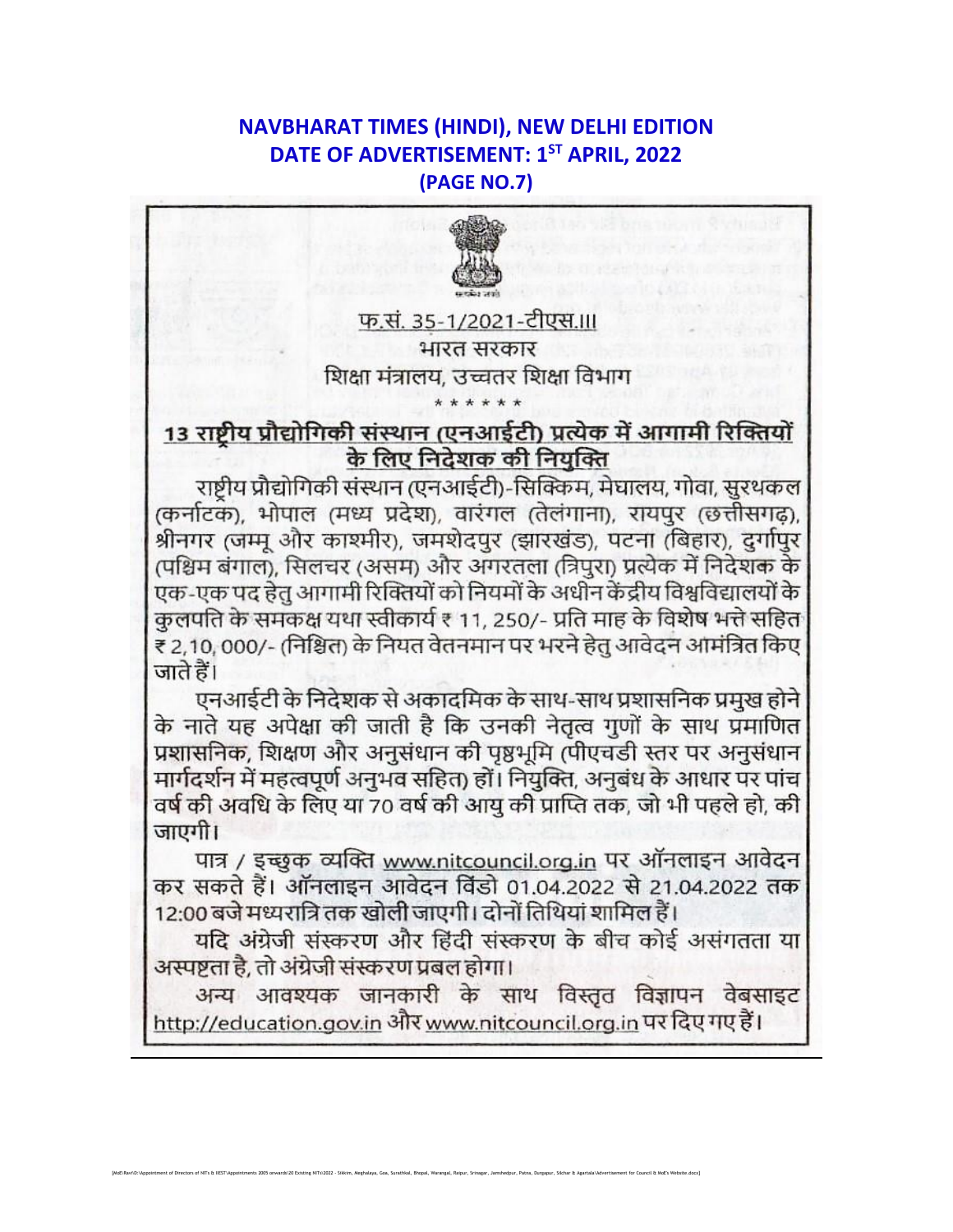**NAVBHARAT TIMES (HINDI), NEW DELHI EDITION**
**DATE OF ADVERTISEMENT: 1ST APRIL, 2022**
**(PAGE NO.7)**

फ.सं. 35-1/2021-टीएस.III

भारत सरकार

शिक्षा मंत्रालय, उच्चतर शिक्षा विभाग

\* \* \* \* \* \*

## 13 राष्ट्रीय प्रौद्योगिकी संस्थान (एनआईटी) प्रत्येक में आगामी रिक्तियों के लिए निदेशक की नियुक्ति

राष्ट्रीय प्रौद्योगिकी संस्थान (एनआईटी)-सिक्किम, मेघालय, गोवा, सुरथकल (कर्नाटक), भोपाल (मध्य प्रदेश), वारंगल (तेलंगाना), रायपुर (छत्तीसगढ़), श्रीनगर (जम्मू और काश्मीर), जमशेदपुर (झारखंड), पटना (बिहार), दुर्गापुर (पश्चिम बंगाल), सिलचर (असम) और अगरतला (त्रिपुरा) प्रत्येक में निदेशक के एक-एक पद हेतु आगामी रिक्तियों को नियमों के अधीन केंद्रीय विश्वविद्यालयों के कुलपति के समकक्ष यथा स्वीकार्य ₹ 11, 250/- प्रति माह के विशेष भत्ते सहित ₹ 2,10, 000/- (निश्चित) के नियत वेतनमान पर भरने हेतु आवेदन आमंत्रित किए जाते हैं।

एनआईटी के निदेशक से अकादमिक के साथ-साथ प्रशासनिक प्रमुख होने के नाते यह अपेक्षा की जाती है कि उनकी नेतृत्व गुणों के साथ प्रमाणित प्रशासनिक, शिक्षण और अनुसंधान की पृष्ठभूमि (पीएचडी स्तर पर अनुसंधान मार्गदर्शन में महत्वपूर्ण अनुभव सहित) हों। नियुक्ति, अनुबंध के आधार पर पांच वर्ष की अवधि के लिए या 70 वर्ष की आयु की प्राप्ति तक, जो भी पहले हो, की जाएगी।

पात्र / इच्छुक व्यक्ति www.nitcouncil.org.in पर ऑनलाइन आवेदन कर सकते हैं। ऑनलाइन आवेदन विंडो 01.04.2022 से 21.04.2022 तक 12:00 बजे मध्यरात्रि तक खोली जाएगी। दोनों तिथियां शामिल हैं।

यदि अंग्रेजी संस्करण और हिंदी संस्करण के बीच कोई असंगतता या अस्पष्टता है, तो अंग्रेजी संस्करण प्रबल होगा।

अन्य आवश्यक जानकारी के साथ विस्तृत विज्ञापन वेबसाइट http://education.gov.in और www.nitcouncil.org.in पर दिए गए हैं।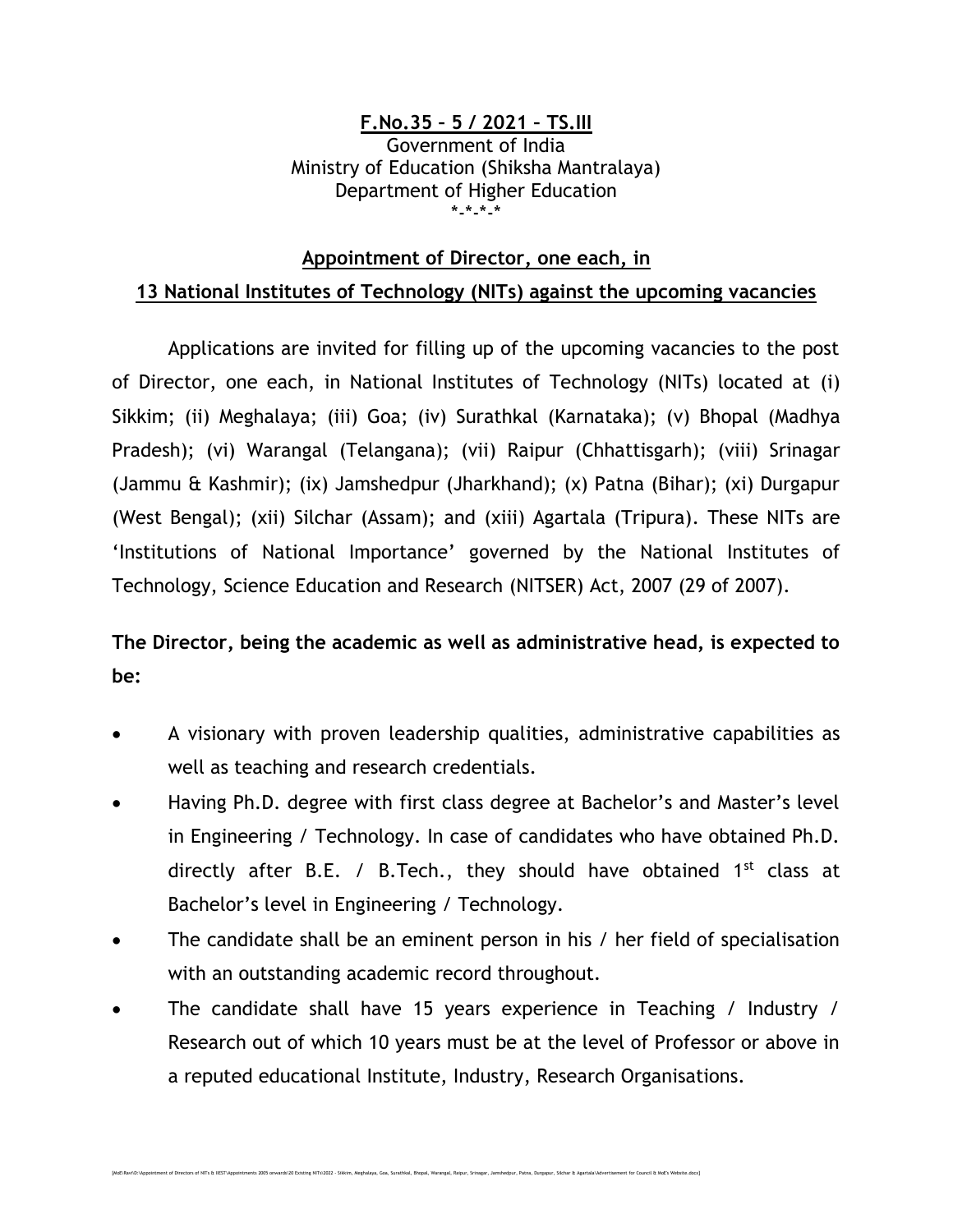**F.No.35 – 5 / 2021 – TS.III**

Government of India
Ministry of Education (Shiksha Mantralaya)
Department of Higher Education
*-*-*-*

## Appointment of Director, one each, in 13 National Institutes of Technology (NITs) against the upcoming vacancies

Applications are invited for filling up of the upcoming vacancies to the post of Director, one each, in National Institutes of Technology (NITs) located at (i) Sikkim; (ii) Meghalaya; (iii) Goa; (iv) Surathkal (Karnataka); (v) Bhopal (Madhya Pradesh); (vi) Warangal (Telangana); (vii) Raipur (Chhattisgarh); (viii) Srinagar (Jammu & Kashmir); (ix) Jamshedpur (Jharkhand); (x) Patna (Bihar); (xi) Durgapur (West Bengal); (xii) Silchar (Assam); and (xiii) Agartala (Tripura). These NITs are 'Institutions of National Importance' governed by the National Institutes of Technology, Science Education and Research (NITSER) Act, 2007 (29 of 2007).

**The Director, being the academic as well as administrative head, is expected to be:**

- A visionary with proven leadership qualities, administrative capabilities as well as teaching and research credentials.
- Having Ph.D. degree with first class degree at Bachelor's and Master's level in Engineering / Technology. In case of candidates who have obtained Ph.D. directly after B.E. / B.Tech., they should have obtained 1st class at Bachelor's level in Engineering / Technology.
- The candidate shall be an eminent person in his / her field of specialisation with an outstanding academic record throughout.
- The candidate shall have 15 years experience in Teaching / Industry / Research out of which 10 years must be at the level of Professor or above in a reputed educational Institute, Industry, Research Organisations.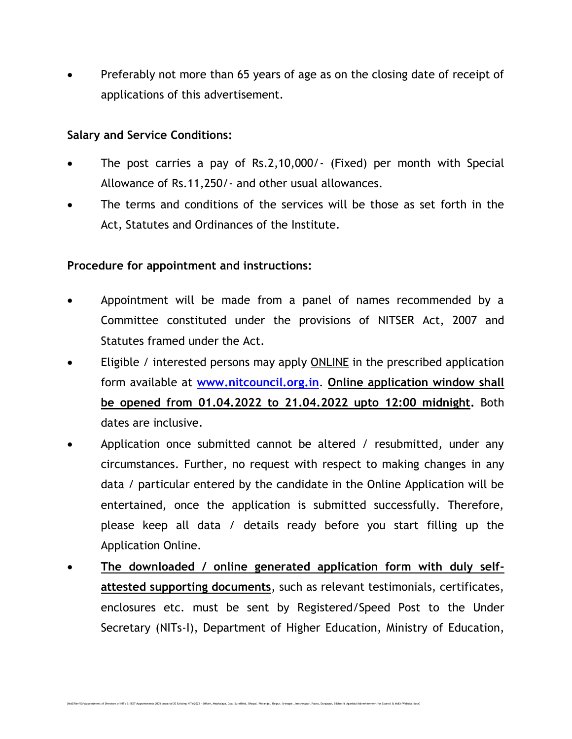- Preferably not more than 65 years of age as on the closing date of receipt of applications of this advertisement.

**Salary and Service Conditions:**

- The post carries a pay of Rs.2,10,000/- (Fixed) per month with Special Allowance of Rs.11,250/- and other usual allowances.
- The terms and conditions of the services will be those as set forth in the Act, Statutes and Ordinances of the Institute.

**Procedure for appointment and instructions:**

- Appointment will be made from a panel of names recommended by a Committee constituted under the provisions of NITSER Act, 2007 and Statutes framed under the Act.
- Eligible / interested persons may apply ONLINE in the prescribed application form available at **www.nitcouncil.org.in**. **Online application window shall be opened from 01.04.2022 to 21.04.2022 upto 12:00 midnight.** Both dates are inclusive.
- Application once submitted cannot be altered / resubmitted, under any circumstances. Further, no request with respect to making changes in any data / particular entered by the candidate in the Online Application will be entertained, once the application is submitted successfully. Therefore, please keep all data / details ready before you start filling up the Application Online.
- **The downloaded / online generated application form with duly self-attested supporting documents**, such as relevant testimonials, certificates, enclosures etc. must be sent by Registered/Speed Post to the Under Secretary (NITs-I), Department of Higher Education, Ministry of Education,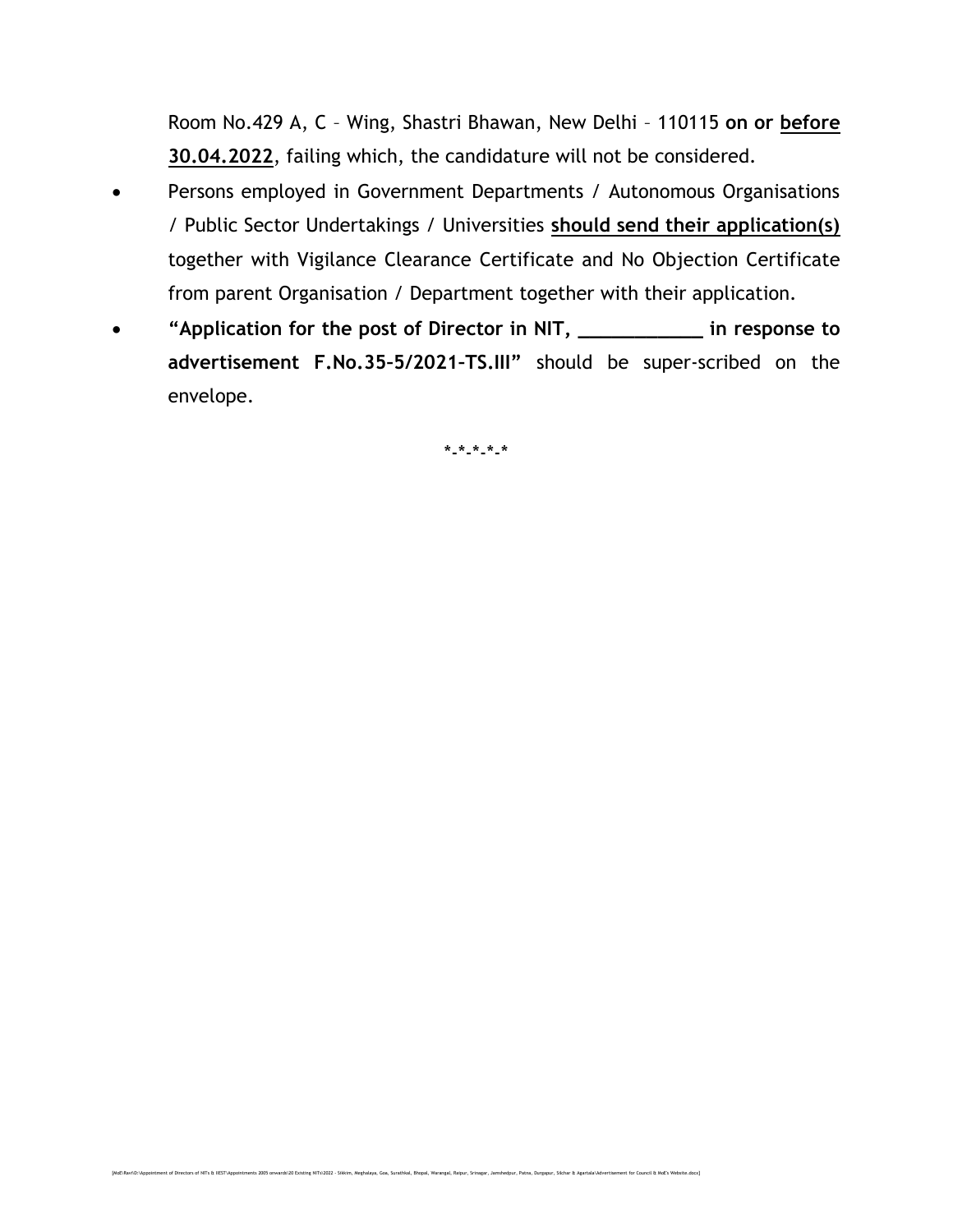Room No.429 A, C – Wing, Shastri Bhawan, New Delhi – 110115 **on or before 30.04.2022**, failing which, the candidature will not be considered.

- Persons employed in Government Departments / Autonomous Organisations / Public Sector Undertakings / Universities **should send their application(s)** together with Vigilance Clearance Certificate and No Objection Certificate from parent Organisation / Department together with their application.
- **"Application for the post of Director in NIT, ____________ in response to advertisement F.No.35-5/2021-TS.III"** should be super-scribed on the envelope.

*-*-*-*-*

[MoE\Ravi\D:\Appointment of Directors of NIT's & IIEST\Appointments 2005 onwards\20 Existing NITs\2022 - Sikkim, Meghalaya, Goa, Surathkal, Bhopal, Warangal, Raipur, Srinagar, Jamshedpur, Patna, Durgapur, Silchar & Agartala\Advertisement for Council & MoE's Website.docx]